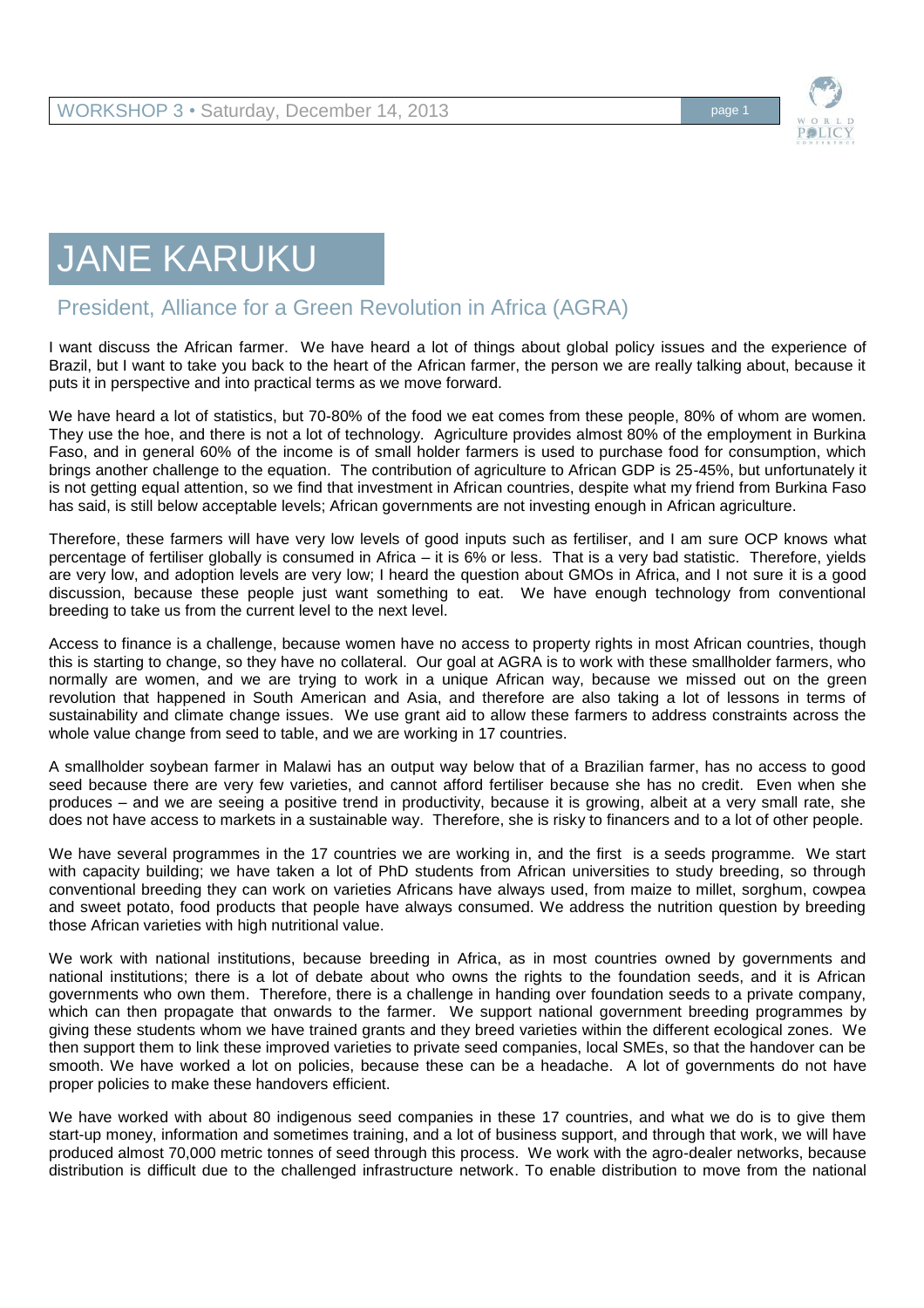# JANE KARUKU

## President, Alliance for a Green Revolution in Africa (AGRA)

I want discuss the African farmer. We have heard a lot of things about global policy issues and the experience of Brazil, but I want to take you back to the heart of the African farmer, the person we are really talking about, because it puts it in perspective and into practical terms as we move forward.

We have heard a lot of statistics, but 70-80% of the food we eat comes from these people, 80% of whom are women. They use the hoe, and there is not a lot of technology. Agriculture provides almost 80% of the employment in Burkina Faso, and in general 60% of the income is of small holder farmers is used to purchase food for consumption, which brings another challenge to the equation. The contribution of agriculture to African GDP is 25-45%, but unfortunately it is not getting equal attention, so we find that investment in African countries, despite what my friend from Burkina Faso has said, is still below acceptable levels; African governments are not investing enough in African agriculture.

Therefore, these farmers will have very low levels of good inputs such as fertiliser, and I am sure OCP knows what percentage of fertiliser globally is consumed in Africa – it is 6% or less. That is a very bad statistic. Therefore, yields are very low, and adoption levels are very low; I heard the question about GMOs in Africa, and I not sure it is a good discussion, because these people just want something to eat. We have enough technology from conventional breeding to take us from the current level to the next level.

Access to finance is a challenge, because women have no access to property rights in most African countries, though this is starting to change, so they have no collateral. Our goal at AGRA is to work with these smallholder farmers, who normally are women, and we are trying to work in a unique African way, because we missed out on the green revolution that happened in South American and Asia, and therefore are also taking a lot of lessons in terms of sustainability and climate change issues. We use grant aid to allow these farmers to address constraints across the whole value change from seed to table, and we are working in 17 countries.

A smallholder soybean farmer in Malawi has an output way below that of a Brazilian farmer, has no access to good seed because there are very few varieties, and cannot afford fertiliser because she has no credit. Even when she produces – and we are seeing a positive trend in productivity, because it is growing, albeit at a very small rate, she does not have access to markets in a sustainable way. Therefore, she is risky to financers and to a lot of other people.

We have several programmes in the 17 countries we are working in, and the first is a seeds programme. We start with capacity building; we have taken a lot of PhD students from African universities to study breeding, so through conventional breeding they can work on varieties Africans have always used, from maize to millet, sorghum, cowpea and sweet potato, food products that people have always consumed. We address the nutrition question by breeding those African varieties with high nutritional value.

We work with national institutions, because breeding in Africa, as in most countries owned by governments and national institutions; there is a lot of debate about who owns the rights to the foundation seeds, and it is African governments who own them. Therefore, there is a challenge in handing over foundation seeds to a private company, which can then propagate that onwards to the farmer. We support national government breeding programmes by giving these students whom we have trained grants and they breed varieties within the different ecological zones. We then support them to link these improved varieties to private seed companies, local SMEs, so that the handover can be smooth. We have worked a lot on policies, because these can be a headache. A lot of governments do not have proper policies to make these handovers efficient.

We have worked with about 80 indigenous seed companies in these 17 countries, and what we do is to give them start-up money, information and sometimes training, and a lot of business support, and through that work, we will have produced almost 70,000 metric tonnes of seed through this process. We work with the agro-dealer networks, because distribution is difficult due to the challenged infrastructure network. To enable distribution to move from the national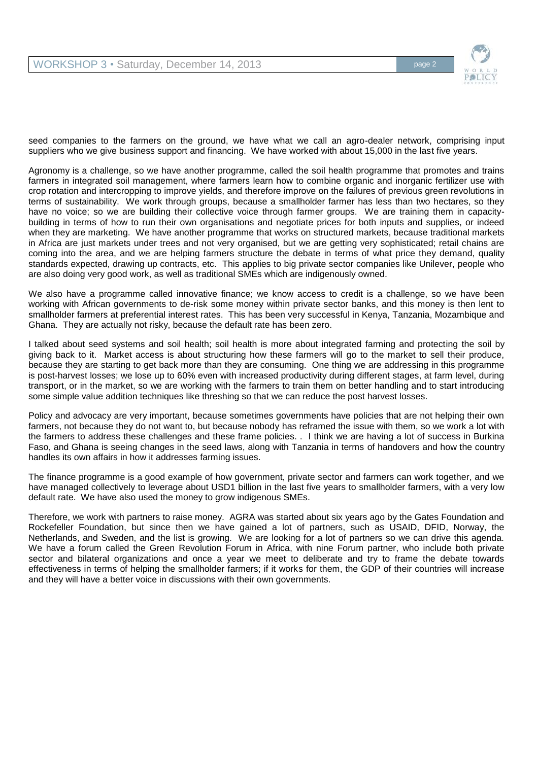seed companies to the farmers on the ground, we have what we call an agro-dealer network, comprising input suppliers who we give business support and financing. We have worked with about 15,000 in the last five years.

Agronomy is a challenge, so we have another programme, called the soil health programme that promotes and trains farmers in integrated soil management, where farmers learn how to combine organic and inorganic fertilizer use with crop rotation and intercropping to improve yields, and therefore improve on the failures of previous green revolutions in terms of sustainability. We work through groups, because a smallholder farmer has less than two hectares, so they have no voice; so we are building their collective voice through farmer groups. We are training them in capacity-building in terms of how to run their own organisations and negotiate prices for both inputs and supplies, or indeed when they are marketing. We have another programme that works on structured markets, because traditional markets in Africa are just markets under trees and not very organised, but we are getting very sophisticated; retail chains are coming into the area, and we are helping farmers structure the debate in terms of what price they demand, quality standards expected, drawing up contracts, etc. This applies to big private sector companies like Unilever, people who are also doing very good work, as well as traditional SMEs which are indigenously owned.

We also have a programme called innovative finance; we know access to credit is a challenge, so we have been working with African governments to de-risk some money within private sector banks, and this money is then lent to smallholder farmers at preferential interest rates. This has been very successful in Kenya, Tanzania, Mozambique and Ghana. They are actually not risky, because the default rate has been zero.

I talked about seed systems and soil health; soil health is more about integrated farming and protecting the soil by giving back to it. Market access is about structuring how these farmers will go to the market to sell their produce, because they are starting to get back more than they are consuming. One thing we are addressing in this programme is post-harvest losses; we lose up to 60% even with increased productivity during different stages, at farm level, during transport, or in the market, so we are working with the farmers to train them on better handling and to start introducing some simple value addition techniques like threshing so that we can reduce the post harvest losses.

Policy and advocacy are very important, because sometimes governments have policies that are not helping their own farmers, not because they do not want to, but because nobody has reframed the issue with them, so we work a lot with the farmers to address these challenges and these frame policies. . I think we are having a lot of success in Burkina Faso, and Ghana is seeing changes in the seed laws, along with Tanzania in terms of handovers and how the country handles its own affairs in how it addresses farming issues.

The finance programme is a good example of how government, private sector and farmers can work together, and we have managed collectively to leverage about USD1 billion in the last five years to smallholder farmers, with a very low default rate. We have also used the money to grow indigenous SMEs.

Therefore, we work with partners to raise money. AGRA was started about six years ago by the Gates Foundation and Rockefeller Foundation, but since then we have gained a lot of partners, such as USAID, DFID, Norway, the Netherlands, and Sweden, and the list is growing. We are looking for a lot of partners so we can drive this agenda. We have a forum called the Green Revolution Forum in Africa, with nine Forum partner, who include both private sector and bilateral organizations and once a year we meet to deliberate and try to frame the debate towards effectiveness in terms of helping the smallholder farmers; if it works for them, the GDP of their countries will increase and they will have a better voice in discussions with their own governments.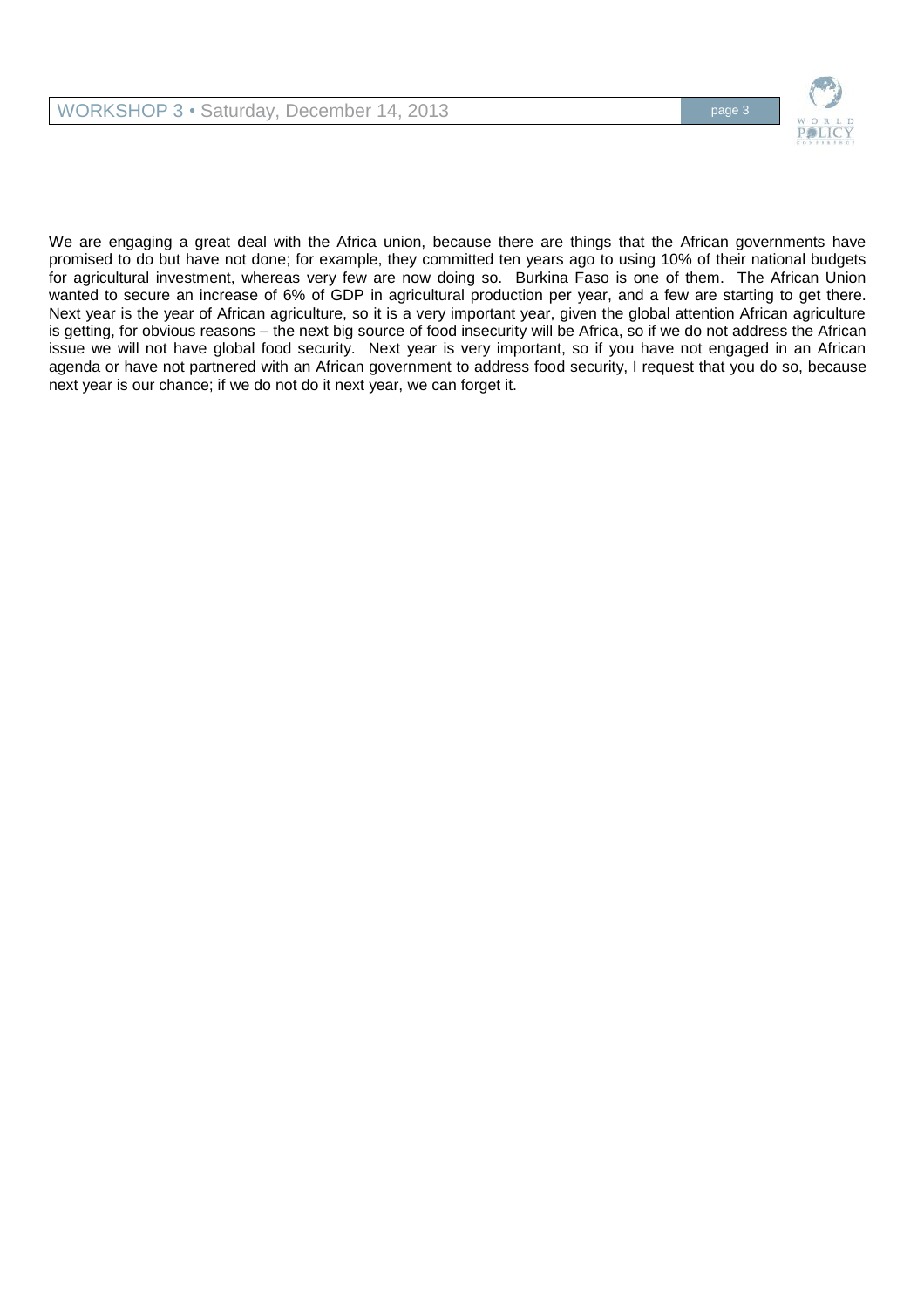We are engaging a great deal with the Africa union, because there are things that the African governments have promised to do but have not done; for example, they committed ten years ago to using 10% of their national budgets for agricultural investment, whereas very few are now doing so. Burkina Faso is one of them. The African Union wanted to secure an increase of 6% of GDP in agricultural production per year, and a few are starting to get there. Next year is the year of African agriculture, so it is a very important year, given the global attention African agriculture is getting, for obvious reasons – the next big source of food insecurity will be Africa, so if we do not address the African issue we will not have global food security. Next year is very important, so if you have not engaged in an African agenda or have not partnered with an African government to address food security, I request that you do so, because next year is our chance; if we do not do it next year, we can forget it.